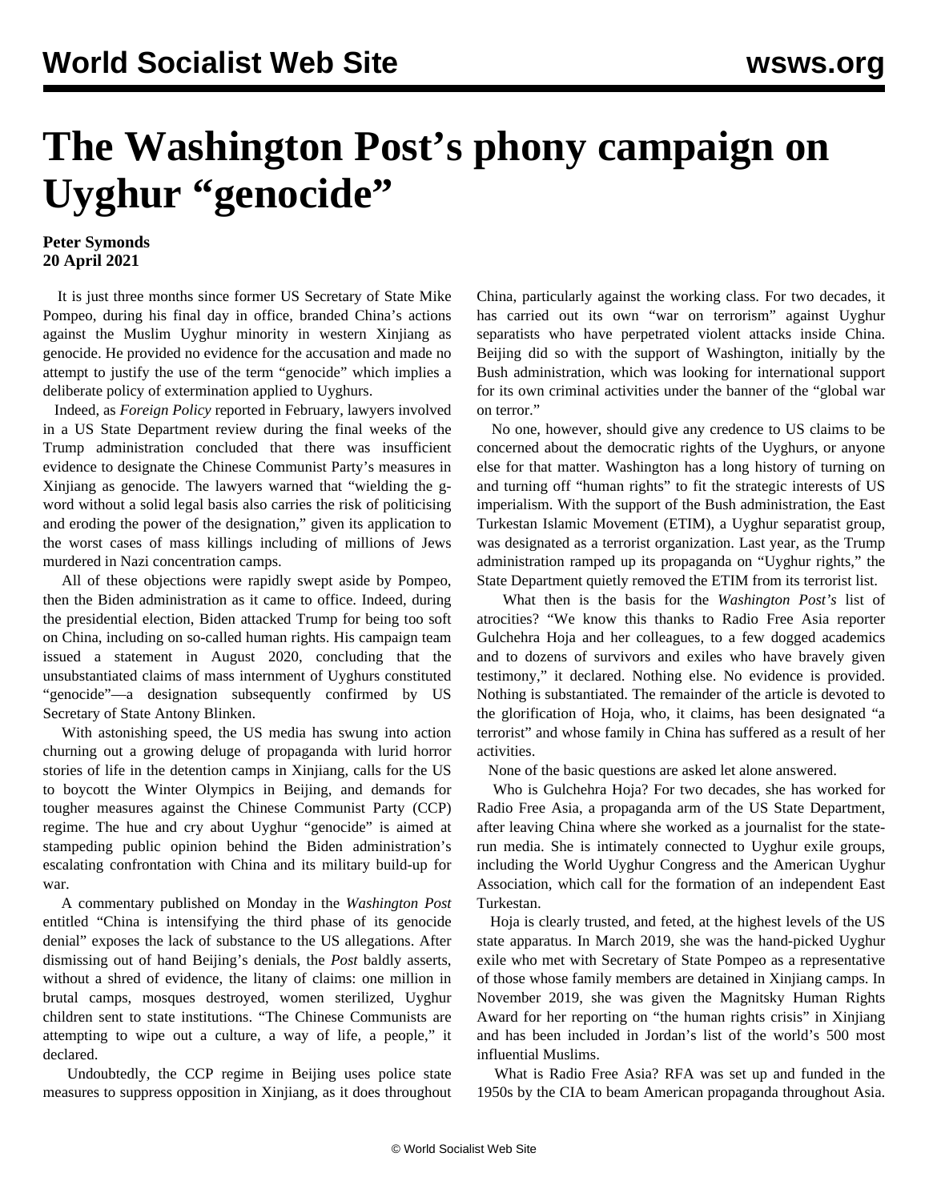# The Washington Post's phony campaign on Uyghur "genocide"

**Peter Symonds**
**20 April 2021**

It is just three months since former US Secretary of State Mike Pompeo, during his final day in office, branded China's actions against the Muslim Uyghur minority in western Xinjiang as genocide. He provided no evidence for the accusation and made no attempt to justify the use of the term "genocide" which implies a deliberate policy of extermination applied to Uyghurs.

Indeed, as *Foreign Policy* reported in February, lawyers involved in a US State Department review during the final weeks of the Trump administration concluded that there was insufficient evidence to designate the Chinese Communist Party's measures in Xinjiang as genocide. The lawyers warned that "wielding the g-word without a solid legal basis also carries the risk of politicising and eroding the power of the designation," given its application to the worst cases of mass killings including of millions of Jews murdered in Nazi concentration camps.

All of these objections were rapidly swept aside by Pompeo, then the Biden administration as it came to office. Indeed, during the presidential election, Biden attacked Trump for being too soft on China, including on so-called human rights. His campaign team issued a statement in August 2020, concluding that the unsubstantiated claims of mass internment of Uyghurs constituted "genocide"—a designation subsequently confirmed by US Secretary of State Antony Blinken.

With astonishing speed, the US media has swung into action churning out a growing deluge of propaganda with lurid horror stories of life in the detention camps in Xinjiang, calls for the US to boycott the Winter Olympics in Beijing, and demands for tougher measures against the Chinese Communist Party (CCP) regime. The hue and cry about Uyghur "genocide" is aimed at stampeding public opinion behind the Biden administration's escalating confrontation with China and its military build-up for war.

A commentary published on Monday in the *Washington Post* entitled "China is intensifying the third phase of its genocide denial" exposes the lack of substance to the US allegations. After dismissing out of hand Beijing's denials, the *Post* baldly asserts, without a shred of evidence, the litany of claims: one million in brutal camps, mosques destroyed, women sterilized, Uyghur children sent to state institutions. "The Chinese Communists are attempting to wipe out a culture, a way of life, a people," it declared.

Undoubtedly, the CCP regime in Beijing uses police state measures to suppress opposition in Xinjiang, as it does throughout China, particularly against the working class. For two decades, it has carried out its own "war on terrorism" against Uyghur separatists who have perpetrated violent attacks inside China. Beijing did so with the support of Washington, initially by the Bush administration, which was looking for international support for its own criminal activities under the banner of the "global war on terror."

No one, however, should give any credence to US claims to be concerned about the democratic rights of the Uyghurs, or anyone else for that matter. Washington has a long history of turning on and turning off "human rights" to fit the strategic interests of US imperialism. With the support of the Bush administration, the East Turkestan Islamic Movement (ETIM), a Uyghur separatist group, was designated as a terrorist organization. Last year, as the Trump administration ramped up its propaganda on "Uyghur rights," the State Department quietly removed the ETIM from its terrorist list.

What then is the basis for the *Washington Post's* list of atrocities? "We know this thanks to Radio Free Asia reporter Gulchehra Hoja and her colleagues, to a few dogged academics and to dozens of survivors and exiles who have bravely given testimony," it declared. Nothing else. No evidence is provided. Nothing is substantiated. The remainder of the article is devoted to the glorification of Hoja, who, it claims, has been designated "a terrorist" and whose family in China has suffered as a result of her activities.

None of the basic questions are asked let alone answered.

Who is Gulchehra Hoja? For two decades, she has worked for Radio Free Asia, a propaganda arm of the US State Department, after leaving China where she worked as a journalist for the state-run media. She is intimately connected to Uyghur exile groups, including the World Uyghur Congress and the American Uyghur Association, which call for the formation of an independent East Turkestan.

Hoja is clearly trusted, and feted, at the highest levels of the US state apparatus. In March 2019, she was the hand-picked Uyghur exile who met with Secretary of State Pompeo as a representative of those whose family members are detained in Xinjiang camps. In November 2019, she was given the Magnitsky Human Rights Award for her reporting on "the human rights crisis" in Xinjiang and has been included in Jordan's list of the world's 500 most influential Muslims.

What is Radio Free Asia? RFA was set up and funded in the 1950s by the CIA to beam American propaganda throughout Asia.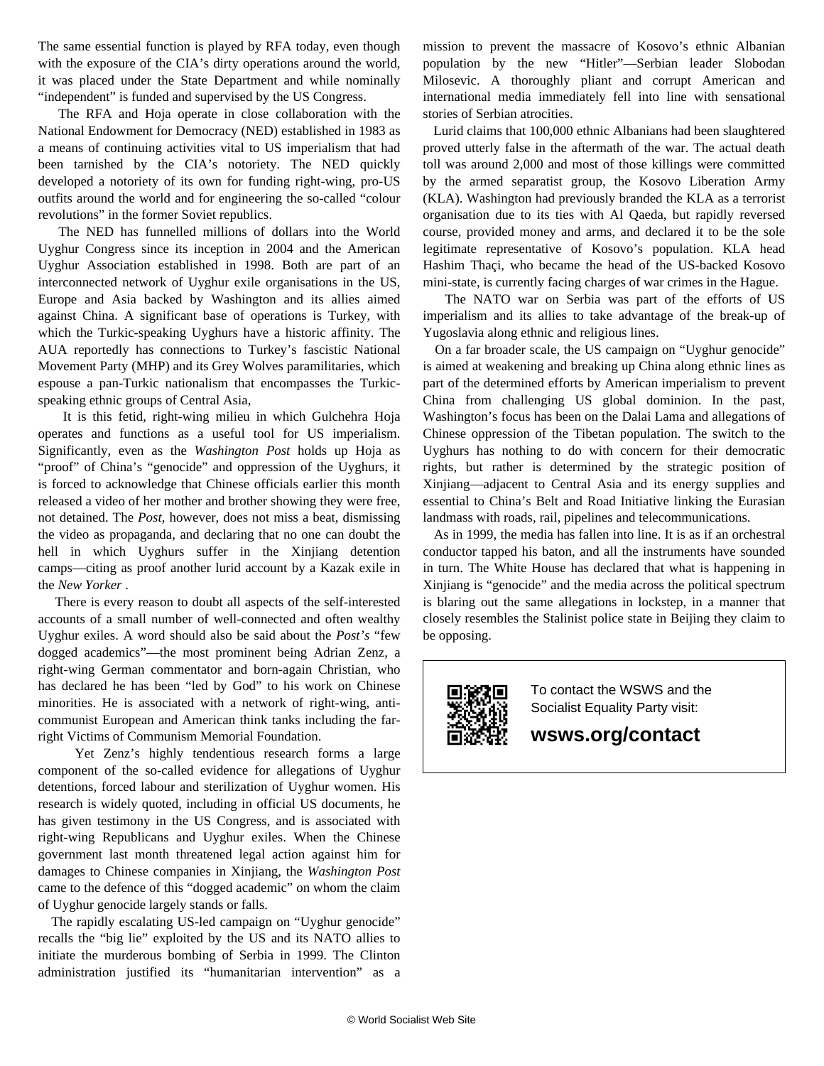The same essential function is played by RFA today, even though with the exposure of the CIA's dirty operations around the world, it was placed under the State Department and while nominally "independent" is funded and supervised by the US Congress.

The RFA and Hoja operate in close collaboration with the National Endowment for Democracy (NED) established in 1983 as a means of continuing activities vital to US imperialism that had been tarnished by the CIA's notoriety. The NED quickly developed a notoriety of its own for funding right-wing, pro-US outfits around the world and for engineering the so-called "colour revolutions" in the former Soviet republics.

The NED has funnelled millions of dollars into the World Uyghur Congress since its inception in 2004 and the American Uyghur Association established in 1998. Both are part of an interconnected network of Uyghur exile organisations in the US, Europe and Asia backed by Washington and its allies aimed against China. A significant base of operations is Turkey, with which the Turkic-speaking Uyghurs have a historic affinity. The AUA reportedly has connections to Turkey's fascistic National Movement Party (MHP) and its Grey Wolves paramilitaries, which espouse a pan-Turkic nationalism that encompasses the Turkic-speaking ethnic groups of Central Asia,

It is this fetid, right-wing milieu in which Gulchehra Hoja operates and functions as a useful tool for US imperialism. Significantly, even as the *Washington Post* holds up Hoja as "proof" of China's "genocide" and oppression of the Uyghurs, it is forced to acknowledge that Chinese officials earlier this month released a video of her mother and brother showing they were free, not detained. The *Post*, however, does not miss a beat, dismissing the video as propaganda, and declaring that no one can doubt the hell in which Uyghurs suffer in the Xinjiang detention camps—citing as proof another lurid account by a Kazak exile in the *New Yorker* .

There is every reason to doubt all aspects of the self-interested accounts of a small number of well-connected and often wealthy Uyghur exiles. A word should also be said about the *Post's* "few dogged academics"—the most prominent being Adrian Zenz, a right-wing German commentator and born-again Christian, who has declared he has been "led by God" to his work on Chinese minorities. He is associated with a network of right-wing, anti-communist European and American think tanks including the far-right Victims of Communism Memorial Foundation.

Yet Zenz's highly tendentious research forms a large component of the so-called evidence for allegations of Uyghur detentions, forced labour and sterilization of Uyghur women. His research is widely quoted, including in official US documents, he has given testimony in the US Congress, and is associated with right-wing Republicans and Uyghur exiles. When the Chinese government last month threatened legal action against him for damages to Chinese companies in Xinjiang, the *Washington Post* came to the defence of this "dogged academic" on whom the claim of Uyghur genocide largely stands or falls.

The rapidly escalating US-led campaign on "Uyghur genocide" recalls the "big lie" exploited by the US and its NATO allies to initiate the murderous bombing of Serbia in 1999. The Clinton administration justified its "humanitarian intervention" as a mission to prevent the massacre of Kosovo's ethnic Albanian population by the new "Hitler"—Serbian leader Slobodan Milosevic. A thoroughly pliant and corrupt American and international media immediately fell into line with sensational stories of Serbian atrocities.

Lurid claims that 100,000 ethnic Albanians had been slaughtered proved utterly false in the aftermath of the war. The actual death toll was around 2,000 and most of those killings were committed by the armed separatist group, the Kosovo Liberation Army (KLA). Washington had previously branded the KLA as a terrorist organisation due to its ties with Al Qaeda, but rapidly reversed course, provided money and arms, and declared it to be the sole legitimate representative of Kosovo's population. KLA head Hashim Thaçi, who became the head of the US-backed Kosovo mini-state, is currently facing charges of war crimes in the Hague.

The NATO war on Serbia was part of the efforts of US imperialism and its allies to take advantage of the break-up of Yugoslavia along ethnic and religious lines.

On a far broader scale, the US campaign on "Uyghur genocide" is aimed at weakening and breaking up China along ethnic lines as part of the determined efforts by American imperialism to prevent China from challenging US global dominion. In the past, Washington's focus has been on the Dalai Lama and allegations of Chinese oppression of the Tibetan population. The switch to the Uyghurs has nothing to do with concern for their democratic rights, but rather is determined by the strategic position of Xinjiang—adjacent to Central Asia and its energy supplies and essential to China's Belt and Road Initiative linking the Eurasian landmass with roads, rail, pipelines and telecommunications.

As in 1999, the media has fallen into line. It is as if an orchestral conductor tapped his baton, and all the instruments have sounded in turn. The White House has declared that what is happening in Xinjiang is "genocide" and the media across the political spectrum is blaring out the same allegations in lockstep, in a manner that closely resembles the Stalinist police state in Beijing they claim to be opposing.

To contact the WSWS and the Socialist Equality Party visit:

**wsws.org/contact**